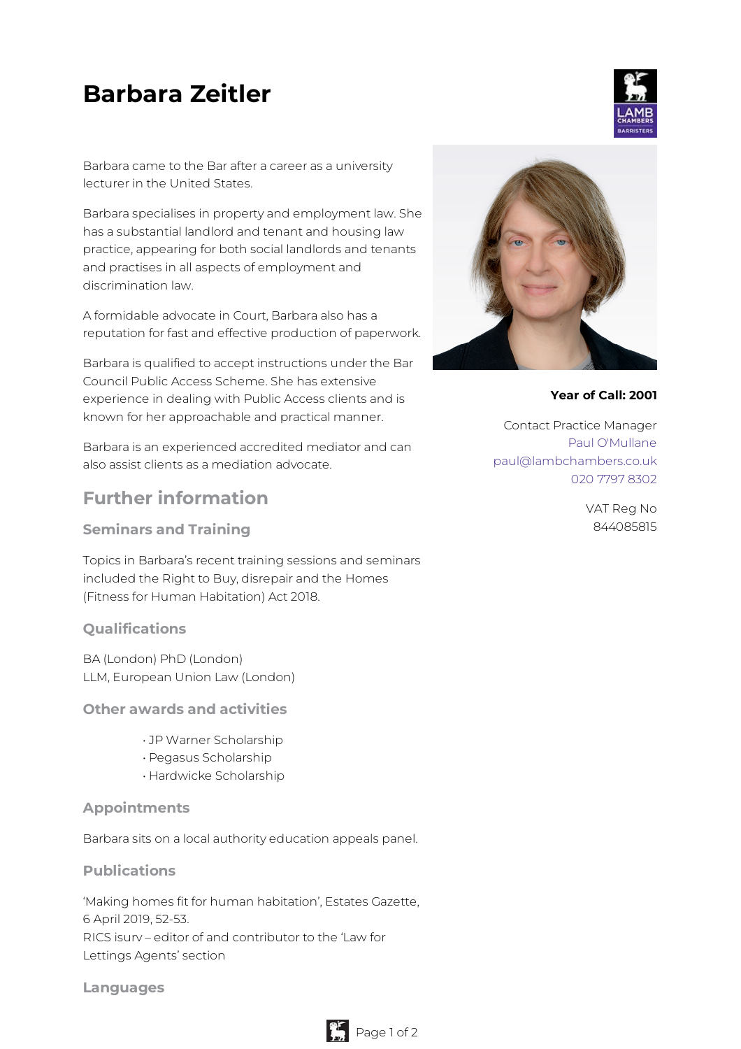# Barbara Zeitler

Barbara came to the Bar after a career as a university lecturer in the United States.

Barbara specialises in property and employment law. She has a substantial landlord and tenant and housing law practice, appearing for both social landlords and tenants and practises in all aspects of employment and discrimination law.

A formidable advocate in Court, Barbara also has a reputation for fast and effective production of paperwork.

Barbara is qualified to accept instructions under the Bar Council Public Access Scheme. She has extensive experience in dealing with Public Access clients and is known for her approachable and practical manner.

Barbara is an experienced accredited mediator and can also assist clients as a mediation advocate.

**Year of Call: 2001**

Contact Practice Manager
Paul O'Mullane
paul@lambchambers.co.uk
020 7797 8302

VAT Reg No
844085815

## Further information

### Seminars and Training

Topics in Barbara's recent training sessions and seminars included the Right to Buy, disrepair and the Homes (Fitness for Human Habitation) Act 2018.

### Qualifications

BA (London) PhD (London)
LLM, European Union Law (London)

### Other awards and activities

- JP Warner Scholarship
- Pegasus Scholarship
- Hardwicke Scholarship

### Appointments

Barbara sits on a local authority education appeals panel.

### Publications

'Making homes fit for human habitation', Estates Gazette, 6 April 2019, 52-53.
RICS isurv – editor of and contributor to the 'Law for Lettings Agents' section

### Languages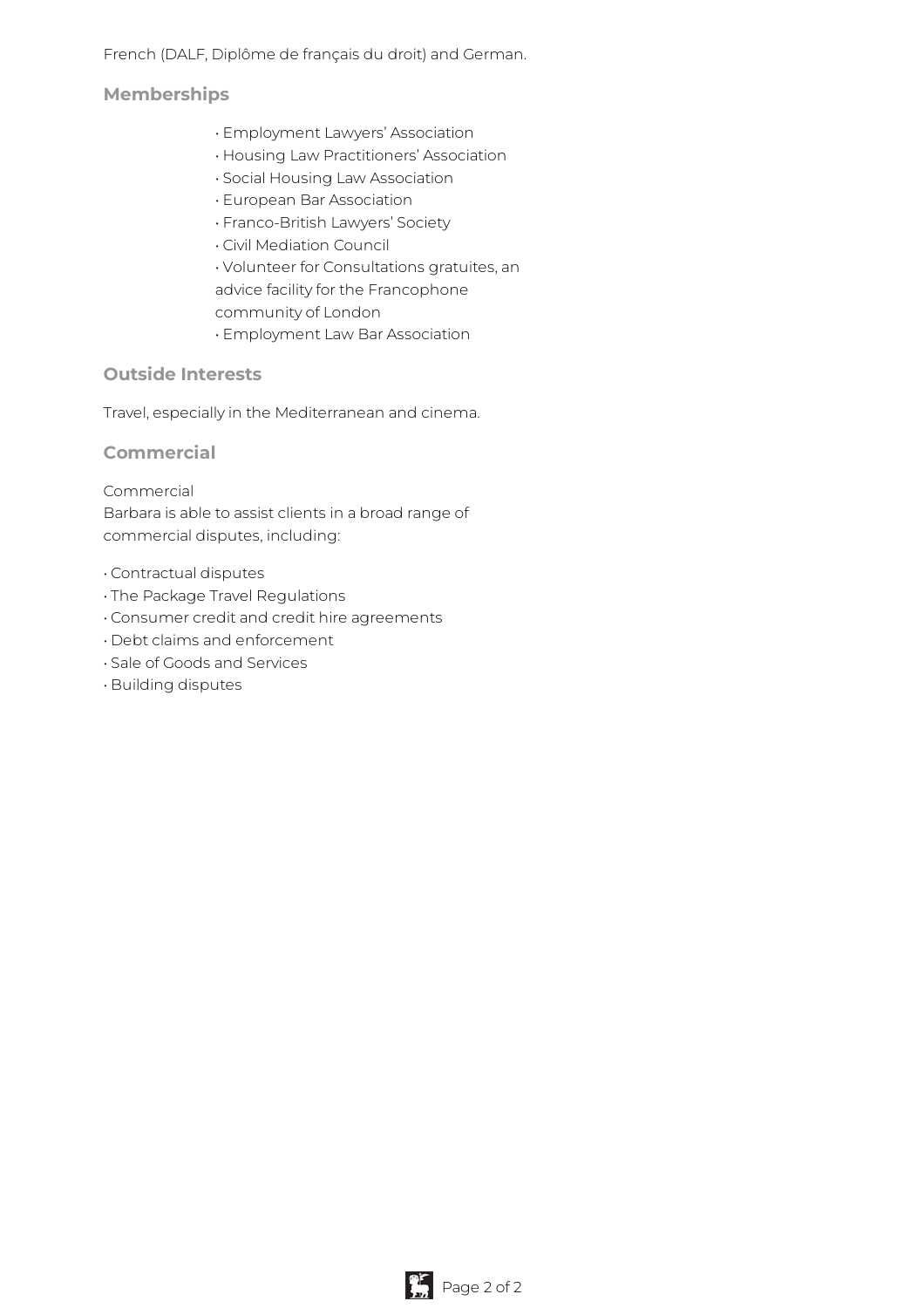French (DALF, Diplôme de français du droit) and German.

## Memberships

- Employment Lawyers' Association
- Housing Law Practitioners' Association
- Social Housing Law Association
- European Bar Association
- Franco-British Lawyers' Society
- Civil Mediation Council
- Volunteer for Consultations gratuites, an advice facility for the Francophone community of London
- Employment Law Bar Association

## Outside Interests

Travel, especially in the Mediterranean and cinema.

## Commercial

Commercial
Barbara is able to assist clients in a broad range of commercial disputes, including:

- Contractual disputes
- The Package Travel Regulations
- Consumer credit and credit hire agreements
- Debt claims and enforcement
- Sale of Goods and Services
- Building disputes